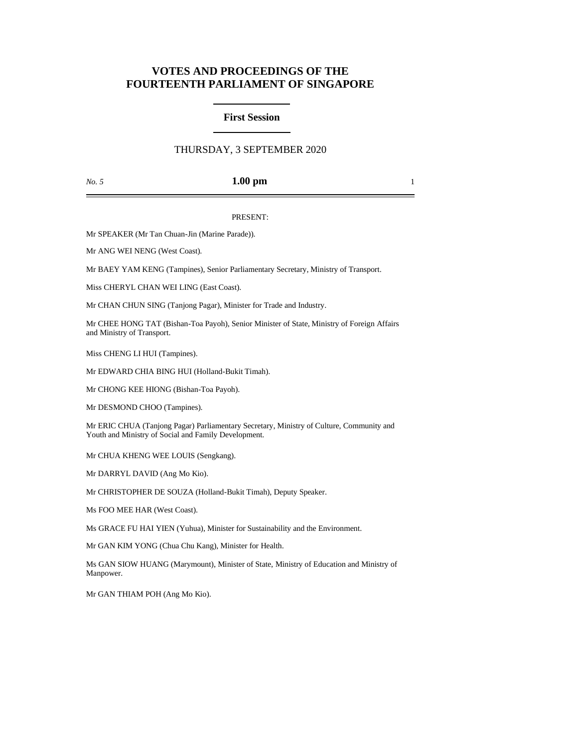# VOTES AND PROCEEDINGS OF THE FOURTEENTH PARLIAMENT OF SINGAPORE

## First Session

THURSDAY, 3 SEPTEMBER 2020

*No. 5* **1.00 pm**

PRESENT:

Mr SPEAKER (Mr Tan Chuan-Jin (Marine Parade)).

Mr ANG WEI NENG (West Coast).

Mr BAEY YAM KENG (Tampines), Senior Parliamentary Secretary, Ministry of Transport.

Miss CHERYL CHAN WEI LING (East Coast).

Mr CHAN CHUN SING (Tanjong Pagar), Minister for Trade and Industry.

Mr CHEE HONG TAT (Bishan-Toa Payoh), Senior Minister of State, Ministry of Foreign Affairs and Ministry of Transport.

Miss CHENG LI HUI (Tampines).

Mr EDWARD CHIA BING HUI (Holland-Bukit Timah).

Mr CHONG KEE HIONG (Bishan-Toa Payoh).

Mr DESMOND CHOO (Tampines).

Mr ERIC CHUA (Tanjong Pagar) Parliamentary Secretary, Ministry of Culture, Community and Youth and Ministry of Social and Family Development.

Mr CHUA KHENG WEE LOUIS (Sengkang).

Mr DARRYL DAVID (Ang Mo Kio).

Mr CHRISTOPHER DE SOUZA (Holland-Bukit Timah), Deputy Speaker.

Ms FOO MEE HAR (West Coast).

Ms GRACE FU HAI YIEN (Yuhua), Minister for Sustainability and the Environment.

Mr GAN KIM YONG (Chua Chu Kang), Minister for Health.

Ms GAN SIOW HUANG (Marymount), Minister of State, Ministry of Education and Ministry of Manpower.

Mr GAN THIAM POH (Ang Mo Kio).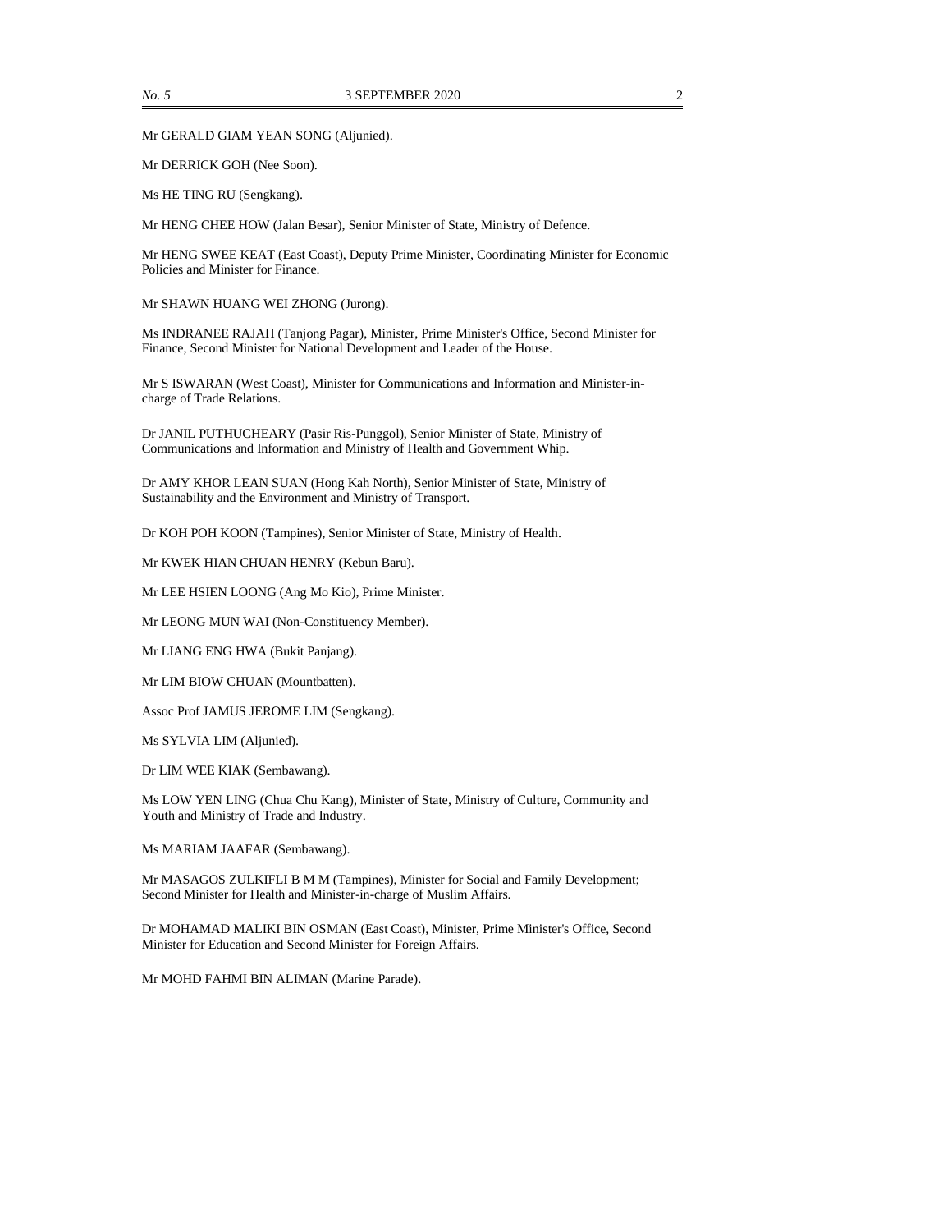Mr GERALD GIAM YEAN SONG (Aljunied).

Mr DERRICK GOH (Nee Soon).

Ms HE TING RU (Sengkang).

Mr HENG CHEE HOW (Jalan Besar), Senior Minister of State, Ministry of Defence.

Mr HENG SWEE KEAT (East Coast), Deputy Prime Minister, Coordinating Minister for Economic Policies and Minister for Finance.

Mr SHAWN HUANG WEI ZHONG (Jurong).

Ms INDRANEE RAJAH (Tanjong Pagar), Minister, Prime Minister's Office, Second Minister for Finance, Second Minister for National Development and Leader of the House.

Mr S ISWARAN (West Coast), Minister for Communications and Information and Minister-in-charge of Trade Relations.

Dr JANIL PUTHUCHEARY (Pasir Ris-Punggol), Senior Minister of State, Ministry of Communications and Information and Ministry of Health and Government Whip.

Dr AMY KHOR LEAN SUAN (Hong Kah North), Senior Minister of State, Ministry of Sustainability and the Environment and Ministry of Transport.

Dr KOH POH KOON (Tampines), Senior Minister of State, Ministry of Health.

Mr KWEK HIAN CHUAN HENRY (Kebun Baru).

Mr LEE HSIEN LOONG (Ang Mo Kio), Prime Minister.

Mr LEONG MUN WAI (Non-Constituency Member).

Mr LIANG ENG HWA (Bukit Panjang).

Mr LIM BIOW CHUAN (Mountbatten).

Assoc Prof JAMUS JEROME LIM (Sengkang).

Ms SYLVIA LIM (Aljunied).

Dr LIM WEE KIAK (Sembawang).

Ms LOW YEN LING (Chua Chu Kang), Minister of State, Ministry of Culture, Community and Youth and Ministry of Trade and Industry.

Ms MARIAM JAAFAR (Sembawang).

Mr MASAGOS ZULKIFLI B M M (Tampines), Minister for Social and Family Development; Second Minister for Health and Minister-in-charge of Muslim Affairs.

Dr MOHAMAD MALIKI BIN OSMAN (East Coast), Minister, Prime Minister's Office, Second Minister for Education and Second Minister for Foreign Affairs.

Mr MOHD FAHMI BIN ALIMAN (Marine Parade).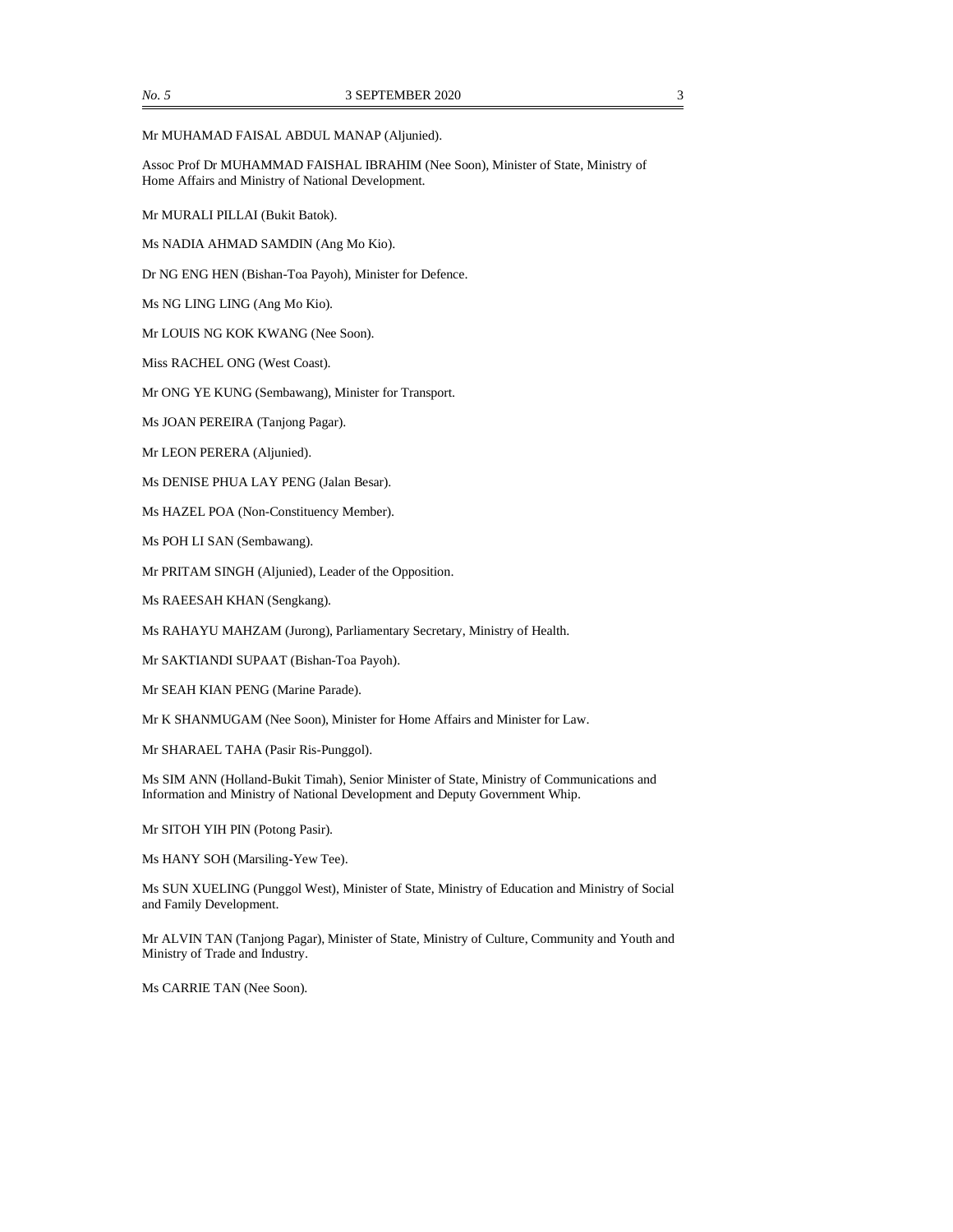Mr MUHAMAD FAISAL ABDUL MANAP (Aljunied).

Assoc Prof Dr MUHAMMAD FAISHAL IBRAHIM (Nee Soon), Minister of State, Ministry of Home Affairs and Ministry of National Development.

Mr MURALI PILLAI (Bukit Batok).

Ms NADIA AHMAD SAMDIN (Ang Mo Kio).

Dr NG ENG HEN (Bishan-Toa Payoh), Minister for Defence.

Ms NG LING LING (Ang Mo Kio).

Mr LOUIS NG KOK KWANG (Nee Soon).

Miss RACHEL ONG (West Coast).

Mr ONG YE KUNG (Sembawang), Minister for Transport.

Ms JOAN PEREIRA (Tanjong Pagar).

Mr LEON PERERA (Aljunied).

Ms DENISE PHUA LAY PENG (Jalan Besar).

Ms HAZEL POA (Non-Constituency Member).

Ms POH LI SAN (Sembawang).

Mr PRITAM SINGH (Aljunied), Leader of the Opposition.

Ms RAEESAH KHAN (Sengkang).

Ms RAHAYU MAHZAM (Jurong), Parliamentary Secretary, Ministry of Health.

Mr SAKTIANDI SUPAAT (Bishan-Toa Payoh).

Mr SEAH KIAN PENG (Marine Parade).

Mr K SHANMUGAM (Nee Soon), Minister for Home Affairs and Minister for Law.

Mr SHARAEL TAHA (Pasir Ris-Punggol).

Ms SIM ANN (Holland-Bukit Timah), Senior Minister of State, Ministry of Communications and Information and Ministry of National Development and Deputy Government Whip.

Mr SITOH YIH PIN (Potong Pasir).

Ms HANY SOH (Marsiling-Yew Tee).

Ms SUN XUELING (Punggol West), Minister of State, Ministry of Education and Ministry of Social and Family Development.

Mr ALVIN TAN (Tanjong Pagar), Minister of State, Ministry of Culture, Community and Youth and Ministry of Trade and Industry.

Ms CARRIE TAN (Nee Soon).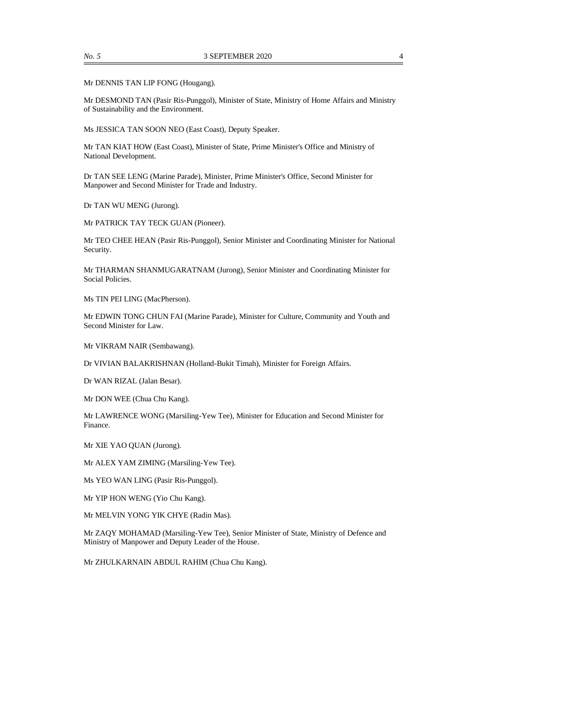Mr DENNIS TAN LIP FONG (Hougang).

Mr DESMOND TAN (Pasir Ris-Punggol), Minister of State, Ministry of Home Affairs and Ministry of Sustainability and the Environment.

Ms JESSICA TAN SOON NEO (East Coast), Deputy Speaker.

Mr TAN KIAT HOW (East Coast), Minister of State, Prime Minister's Office and Ministry of National Development.

Dr TAN SEE LENG (Marine Parade), Minister, Prime Minister's Office, Second Minister for Manpower and Second Minister for Trade and Industry.

Dr TAN WU MENG (Jurong).

Mr PATRICK TAY TECK GUAN (Pioneer).

Mr TEO CHEE HEAN (Pasir Ris-Punggol), Senior Minister and Coordinating Minister for National Security.

Mr THARMAN SHANMUGARATNAM (Jurong), Senior Minister and Coordinating Minister for Social Policies.

Ms TIN PEI LING (MacPherson).

Mr EDWIN TONG CHUN FAI (Marine Parade), Minister for Culture, Community and Youth and Second Minister for Law.

Mr VIKRAM NAIR (Sembawang).

Dr VIVIAN BALAKRISHNAN (Holland-Bukit Timah), Minister for Foreign Affairs.

Dr WAN RIZAL (Jalan Besar).

Mr DON WEE (Chua Chu Kang).

Mr LAWRENCE WONG (Marsiling-Yew Tee), Minister for Education and Second Minister for Finance.

Mr XIE YAO QUAN (Jurong).

Mr ALEX YAM ZIMING (Marsiling-Yew Tee).

Ms YEO WAN LING (Pasir Ris-Punggol).

Mr YIP HON WENG (Yio Chu Kang).

Mr MELVIN YONG YIK CHYE (Radin Mas).

Mr ZAQY MOHAMAD (Marsiling-Yew Tee), Senior Minister of State, Ministry of Defence and Ministry of Manpower and Deputy Leader of the House.

Mr ZHULKARNAIN ABDUL RAHIM (Chua Chu Kang).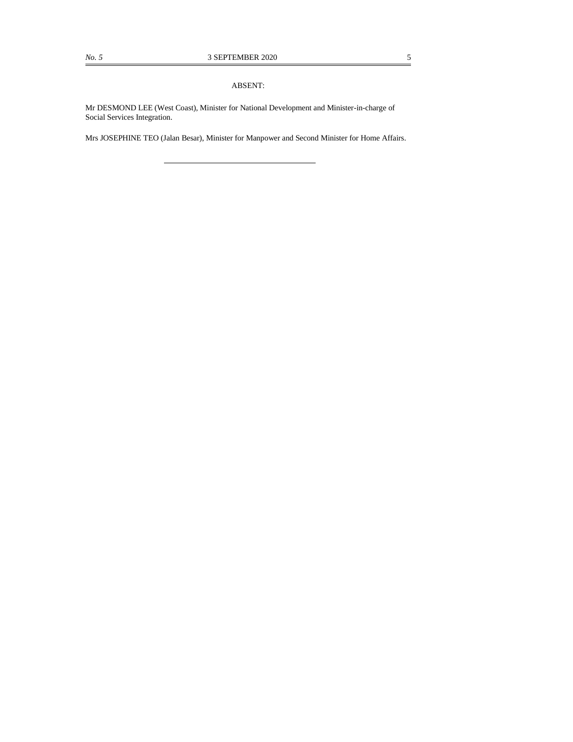ABSENT:

Mr DESMOND LEE (West Coast), Minister for National Development and Minister-in-charge of Social Services Integration.

Mrs JOSEPHINE TEO (Jalan Besar), Minister for Manpower and Second Minister for Home Affairs.

---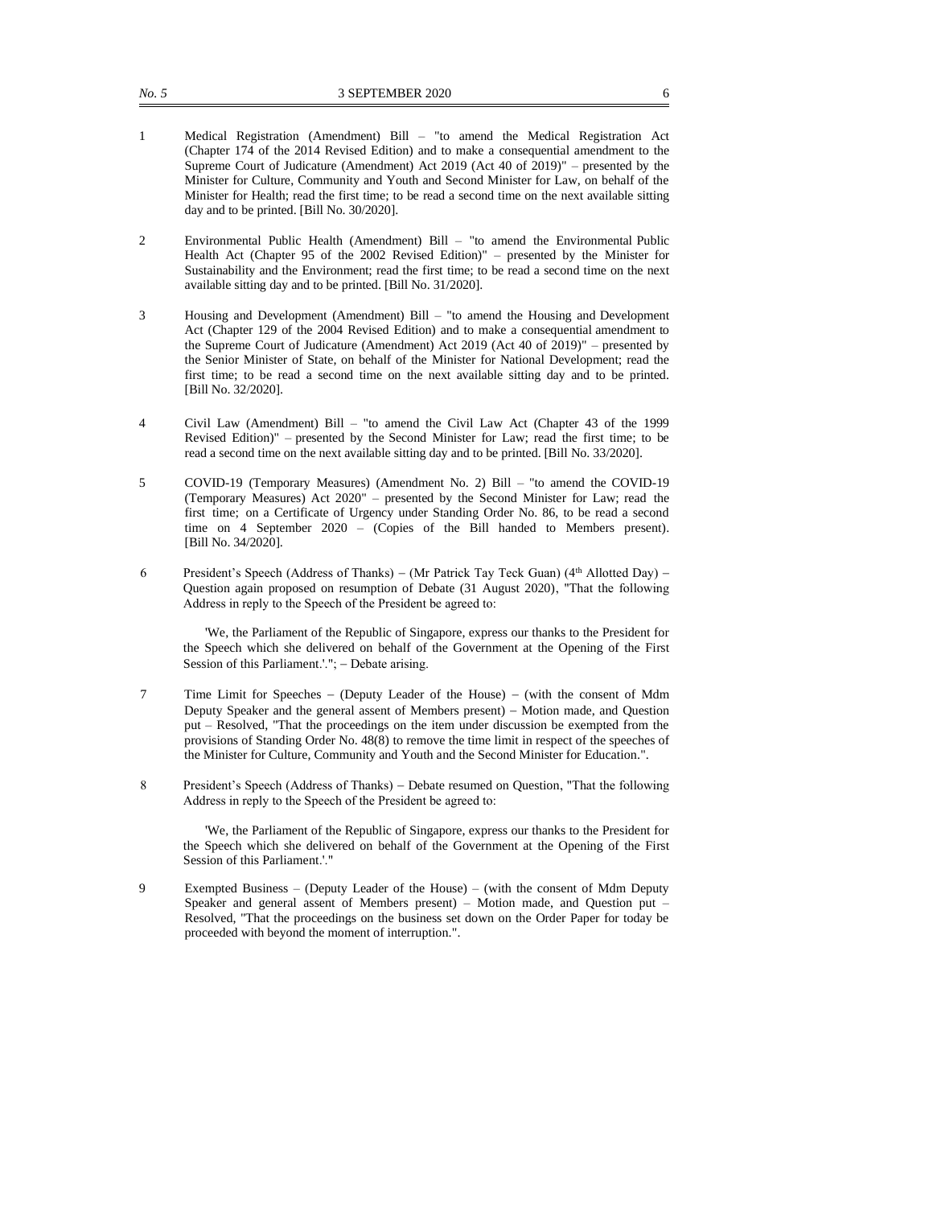1 Medical Registration (Amendment) Bill – "to amend the Medical Registration Act (Chapter 174 of the 2014 Revised Edition) and to make a consequential amendment to the Supreme Court of Judicature (Amendment) Act 2019 (Act 40 of 2019)" – presented by the Minister for Culture, Community and Youth and Second Minister for Law, on behalf of the Minister for Health; read the first time; to be read a second time on the next available sitting day and to be printed. [Bill No. 30/2020].

2 Environmental Public Health (Amendment) Bill – "to amend the Environmental Public Health Act (Chapter 95 of the 2002 Revised Edition)" – presented by the Minister for Sustainability and the Environment; read the first time; to be read a second time on the next available sitting day and to be printed. [Bill No. 31/2020].

3 Housing and Development (Amendment) Bill – "to amend the Housing and Development Act (Chapter 129 of the 2004 Revised Edition) and to make a consequential amendment to the Supreme Court of Judicature (Amendment) Act 2019 (Act 40 of 2019)" – presented by the Senior Minister of State, on behalf of the Minister for National Development; read the first time; to be read a second time on the next available sitting day and to be printed. [Bill No. 32/2020].

4 Civil Law (Amendment) Bill – "to amend the Civil Law Act (Chapter 43 of the 1999 Revised Edition)" – presented by the Second Minister for Law; read the first time; to be read a second time on the next available sitting day and to be printed. [Bill No. 33/2020].

5 COVID-19 (Temporary Measures) (Amendment No. 2) Bill – "to amend the COVID-19 (Temporary Measures) Act 2020" – presented by the Second Minister for Law; read the first time; on a Certificate of Urgency under Standing Order No. 86, to be read a second time on 4 September 2020 – (Copies of the Bill handed to Members present). [Bill No. 34/2020].

6 President's Speech (Address of Thanks) – (Mr Patrick Tay Teck Guan) (4th Allotted Day) – Question again proposed on resumption of Debate (31 August 2020), "That the following Address in reply to the Speech of the President be agreed to:

'We, the Parliament of the Republic of Singapore, express our thanks to the President for the Speech which she delivered on behalf of the Government at the Opening of the First Session of this Parliament.'."; – Debate arising.

7 Time Limit for Speeches – (Deputy Leader of the House) – (with the consent of Mdm Deputy Speaker and the general assent of Members present) – Motion made, and Question put – Resolved, "That the proceedings on the item under discussion be exempted from the provisions of Standing Order No. 48(8) to remove the time limit in respect of the speeches of the Minister for Culture, Community and Youth and the Second Minister for Education.".

8 President's Speech (Address of Thanks) – Debate resumed on Question, "That the following Address in reply to the Speech of the President be agreed to:

'We, the Parliament of the Republic of Singapore, express our thanks to the President for the Speech which she delivered on behalf of the Government at the Opening of the First Session of this Parliament.'."

9 Exempted Business – (Deputy Leader of the House) – (with the consent of Mdm Deputy Speaker and general assent of Members present) – Motion made, and Question put – Resolved, "That the proceedings on the business set down on the Order Paper for today be proceeded with beyond the moment of interruption.".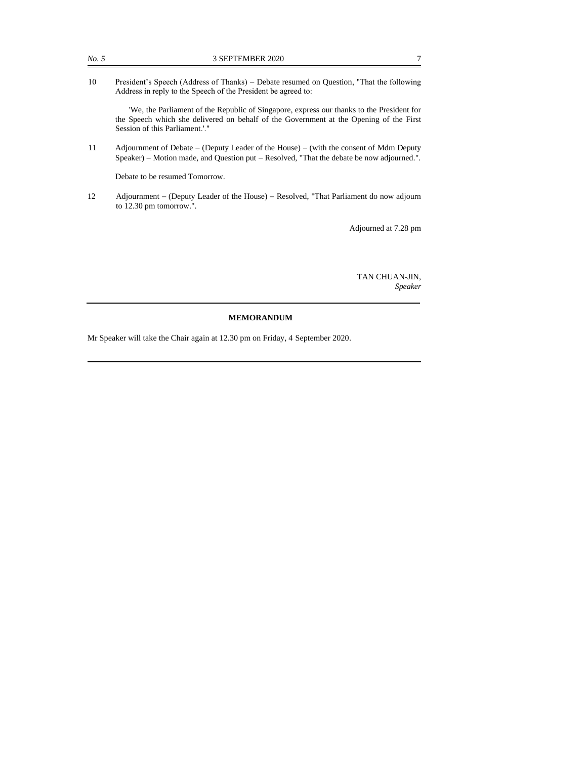10 President's Speech (Address of Thanks) – Debate resumed on Question, "That the following Address in reply to the Speech of the President be agreed to:

'We, the Parliament of the Republic of Singapore, express our thanks to the President for the Speech which she delivered on behalf of the Government at the Opening of the First Session of this Parliament.'."

11 Adjournment of Debate – (Deputy Leader of the House) – (with the consent of Mdm Deputy Speaker) – Motion made, and Question put – Resolved, "That the debate be now adjourned.".

Debate to be resumed Tomorrow.

12 Adjournment – (Deputy Leader of the House) – Resolved, "That Parliament do now adjourn to 12.30 pm tomorrow.".

Adjourned at 7.28 pm

TAN CHUAN-JIN,
*Speaker*

---

**MEMORANDUM**

Mr Speaker will take the Chair again at 12.30 pm on Friday, 4 September 2020.

---